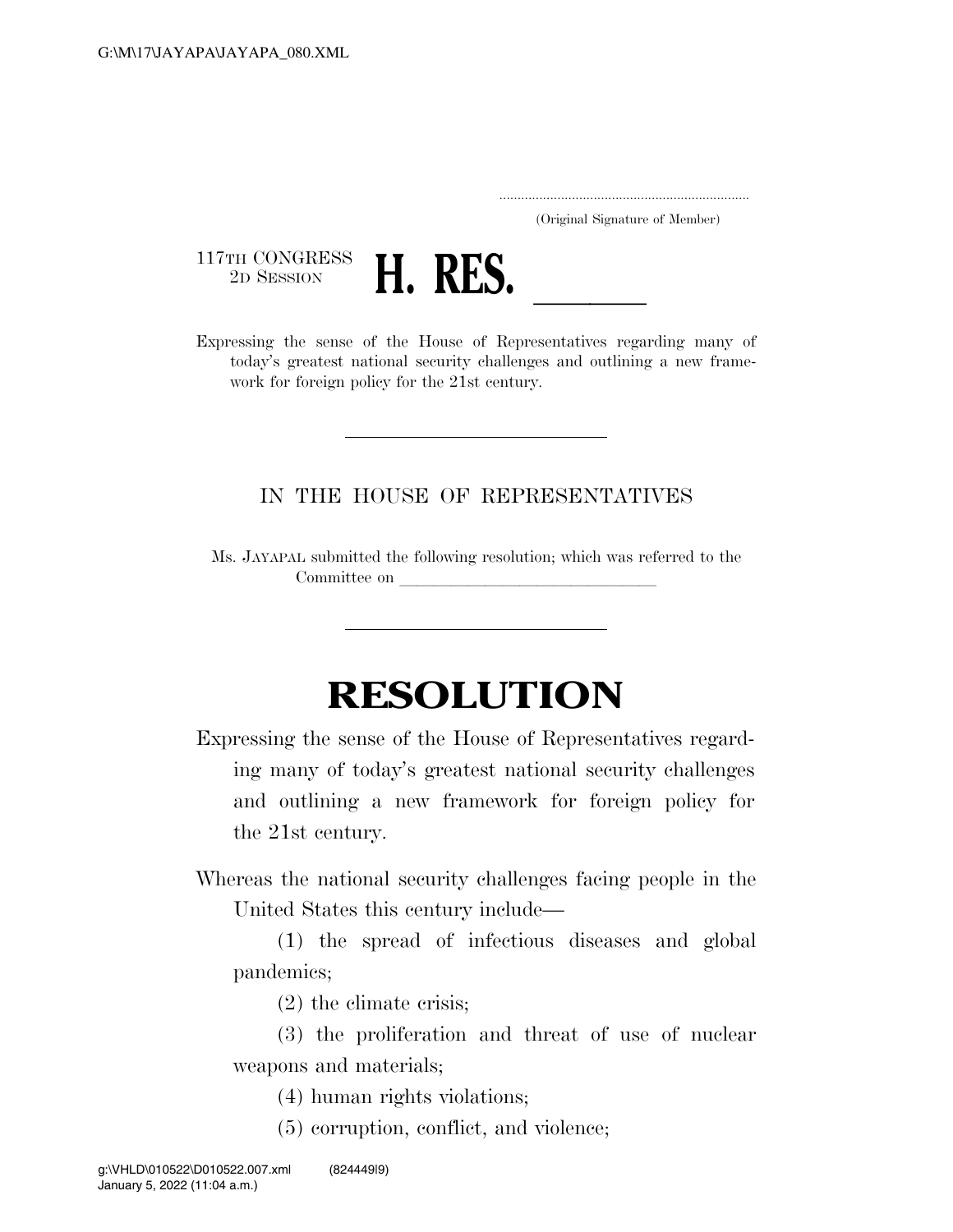(Original Signature of Member)

117TH CONGRESS
2D SESSION

# H. RES. \_\_\_\_\_\_

Expressing the sense of the House of Representatives regarding many of today's greatest national security challenges and outlining a new framework for foreign policy for the 21st century.

IN THE HOUSE OF REPRESENTATIVES

Ms. JAYAPAL submitted the following resolution; which was referred to the Committee on \_\_\_\_\_\_\_\_\_\_\_\_\_\_\_\_\_\_\_\_\_\_\_\_\_\_\_\_\_\_

# RESOLUTION

Expressing the sense of the House of Representatives regarding many of today's greatest national security challenges and outlining a new framework for foreign policy for the 21st century.

Whereas the national security challenges facing people in the United States this century include—

(1) the spread of infectious diseases and global pandemics;

(2) the climate crisis;

(3) the proliferation and threat of use of nuclear weapons and materials;

(4) human rights violations;

(5) corruption, conflict, and violence;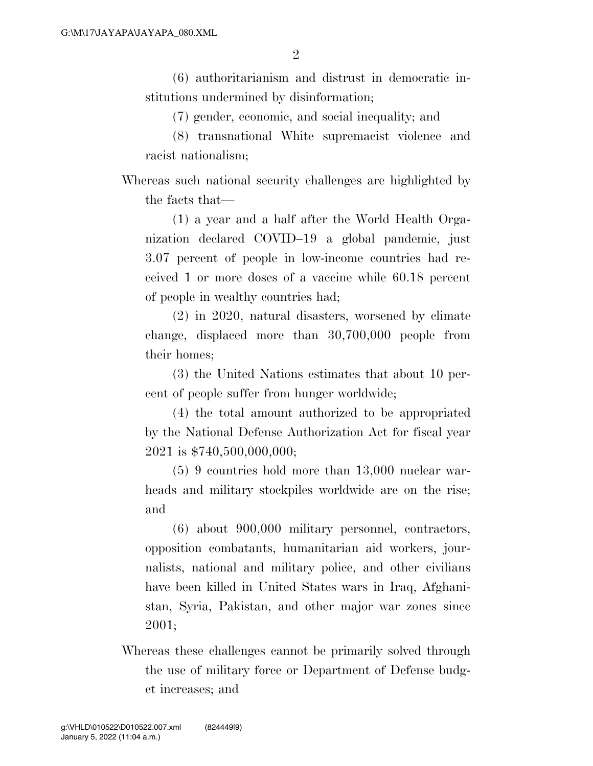(6) authoritarianism and distrust in democratic institutions undermined by disinformation;

(7) gender, economic, and social inequality; and

(8) transnational White supremacist violence and racist nationalism;

Whereas such national security challenges are highlighted by the facts that—

(1) a year and a half after the World Health Organization declared COVID–19 a global pandemic, just 3.07 percent of people in low-income countries had received 1 or more doses of a vaccine while 60.18 percent of people in wealthy countries had;

(2) in 2020, natural disasters, worsened by climate change, displaced more than 30,700,000 people from their homes;

(3) the United Nations estimates that about 10 percent of people suffer from hunger worldwide;

(4) the total amount authorized to be appropriated by the National Defense Authorization Act for fiscal year 2021 is $740,500,000,000;

(5) 9 countries hold more than 13,000 nuclear warheads and military stockpiles worldwide are on the rise; and

(6) about 900,000 military personnel, contractors, opposition combatants, humanitarian aid workers, journalists, national and military police, and other civilians have been killed in United States wars in Iraq, Afghanistan, Syria, Pakistan, and other major war zones since 2001;

Whereas these challenges cannot be primarily solved through the use of military force or Department of Defense budget increases; and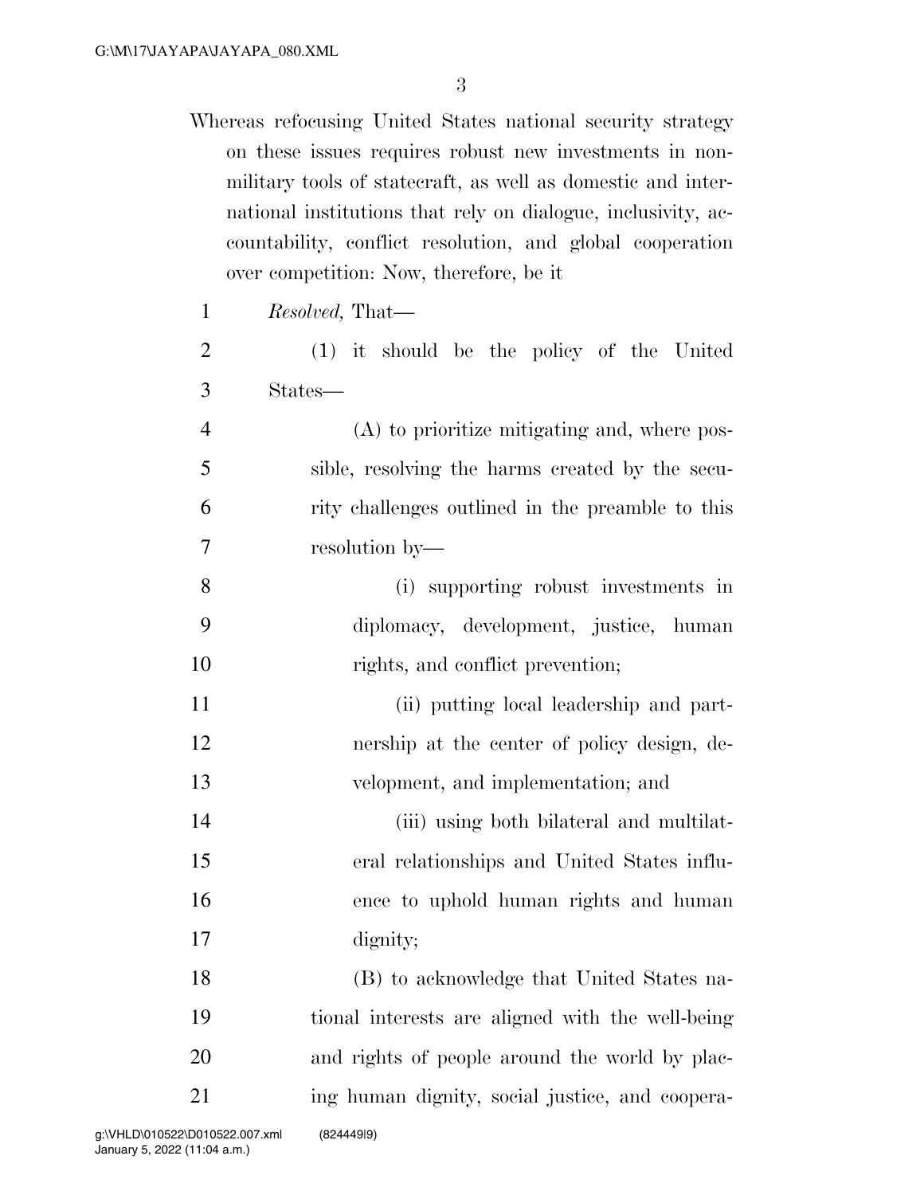Whereas refocusing United States national security strategy on these issues requires robust new investments in non-military tools of statecraft, as well as domestic and international institutions that rely on dialogue, inclusivity, accountability, conflict resolution, and global cooperation over competition: Now, therefore, be it

*Resolved,* That—

(1) it should be the policy of the United States—

(A) to prioritize mitigating and, where possible, resolving the harms created by the security challenges outlined in the preamble to this resolution by—

(i) supporting robust investments in diplomacy, development, justice, human rights, and conflict prevention;

(ii) putting local leadership and partnership at the center of policy design, development, and implementation; and

(iii) using both bilateral and multilateral relationships and United States influence to uphold human rights and human dignity;

(B) to acknowledge that United States national interests are aligned with the well-being and rights of people around the world by placing human dignity, social justice, and coopera-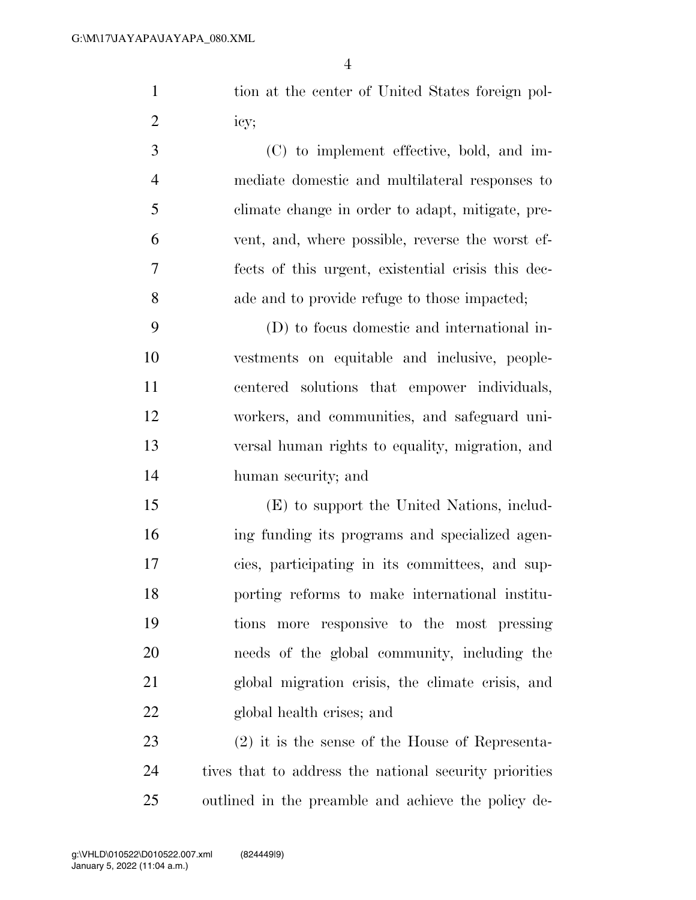tion at the center of United States foreign policy;

(C) to implement effective, bold, and immediate domestic and multilateral responses to climate change in order to adapt, mitigate, prevent, and, where possible, reverse the worst effects of this urgent, existential crisis this decade and to provide refuge to those impacted;

(D) to focus domestic and international investments on equitable and inclusive, people-centered solutions that empower individuals, workers, and communities, and safeguard universal human rights to equality, migration, and human security; and

(E) to support the United Nations, including funding its programs and specialized agencies, participating in its committees, and supporting reforms to make international institutions more responsive to the most pressing needs of the global community, including the global migration crisis, the climate crisis, and global health crises; and

(2) it is the sense of the House of Representatives that to address the national security priorities outlined in the preamble and achieve the policy de-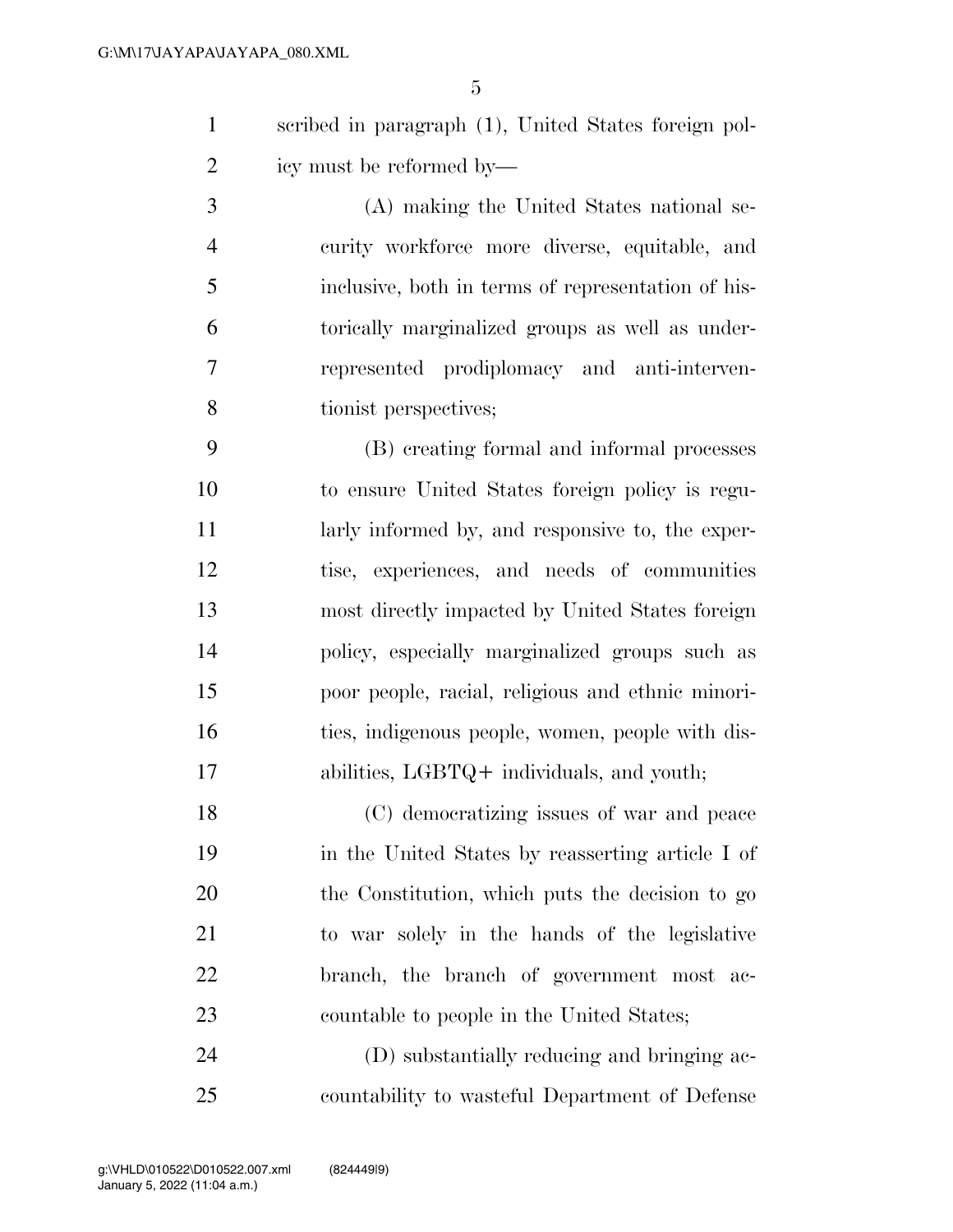scribed in paragraph (1), United States foreign policy must be reformed by—

(A) making the United States national security workforce more diverse, equitable, and inclusive, both in terms of representation of historically marginalized groups as well as underrepresented prodiplomacy and anti-interventionist perspectives;

(B) creating formal and informal processes to ensure United States foreign policy is regularly informed by, and responsive to, the expertise, experiences, and needs of communities most directly impacted by United States foreign policy, especially marginalized groups such as poor people, racial, religious and ethnic minorities, indigenous people, women, people with disabilities, LGBTQ+ individuals, and youth;

(C) democratizing issues of war and peace in the United States by reasserting article I of the Constitution, which puts the decision to go to war solely in the hands of the legislative branch, the branch of government most accountable to people in the United States;

(D) substantially reducing and bringing accountability to wasteful Department of Defense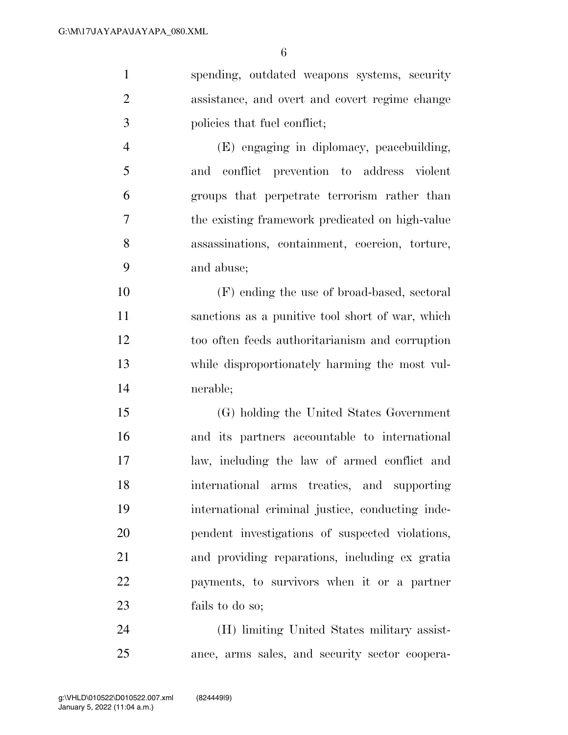spending, outdated weapons systems, security assistance, and overt and covert regime change policies that fuel conflict;

(E) engaging in diplomacy, peacebuilding, and conflict prevention to address violent groups that perpetrate terrorism rather than the existing framework predicated on high-value assassinations, containment, coercion, torture, and abuse;

(F) ending the use of broad-based, sectoral sanctions as a punitive tool short of war, which too often feeds authoritarianism and corruption while disproportionately harming the most vulnerable;

(G) holding the United States Government and its partners accountable to international law, including the law of armed conflict and international arms treaties, and supporting international criminal justice, conducting independent investigations of suspected violations, and providing reparations, including ex gratia payments, to survivors when it or a partner fails to do so;

(H) limiting United States military assistance, arms sales, and security sector coopera-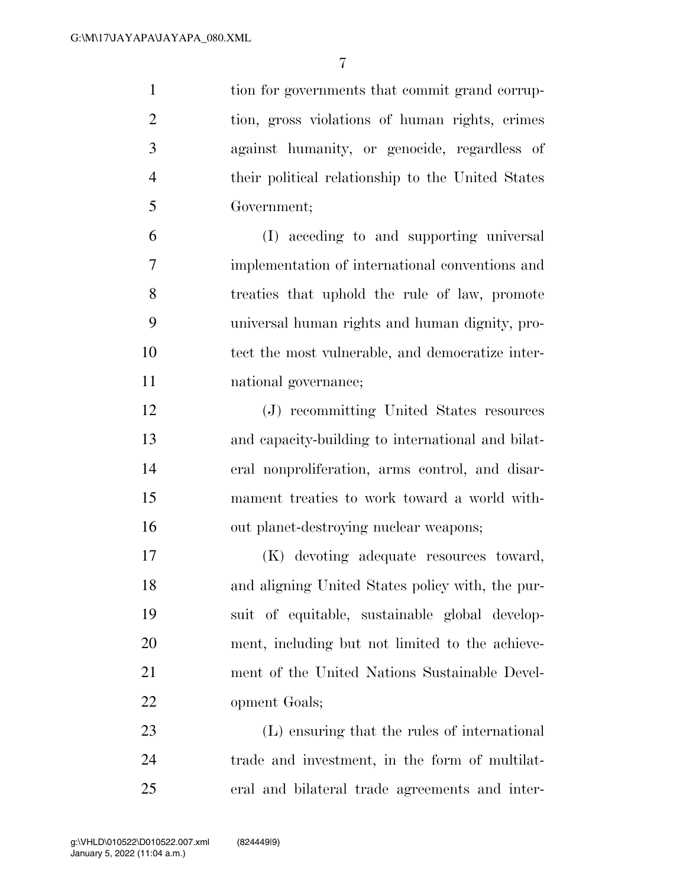tion for governments that commit grand corruption, gross violations of human rights, crimes against humanity, or genocide, regardless of their political relationship to the United States Government;

(I) acceding to and supporting universal implementation of international conventions and treaties that uphold the rule of law, promote universal human rights and human dignity, protect the most vulnerable, and democratize international governance;

(J) recommitting United States resources and capacity-building to international and bilateral nonproliferation, arms control, and disarmament treaties to work toward a world without planet-destroying nuclear weapons;

(K) devoting adequate resources toward, and aligning United States policy with, the pursuit of equitable, sustainable global development, including but not limited to the achievement of the United Nations Sustainable Development Goals;

(L) ensuring that the rules of international trade and investment, in the form of multilateral and bilateral trade agreements and inter-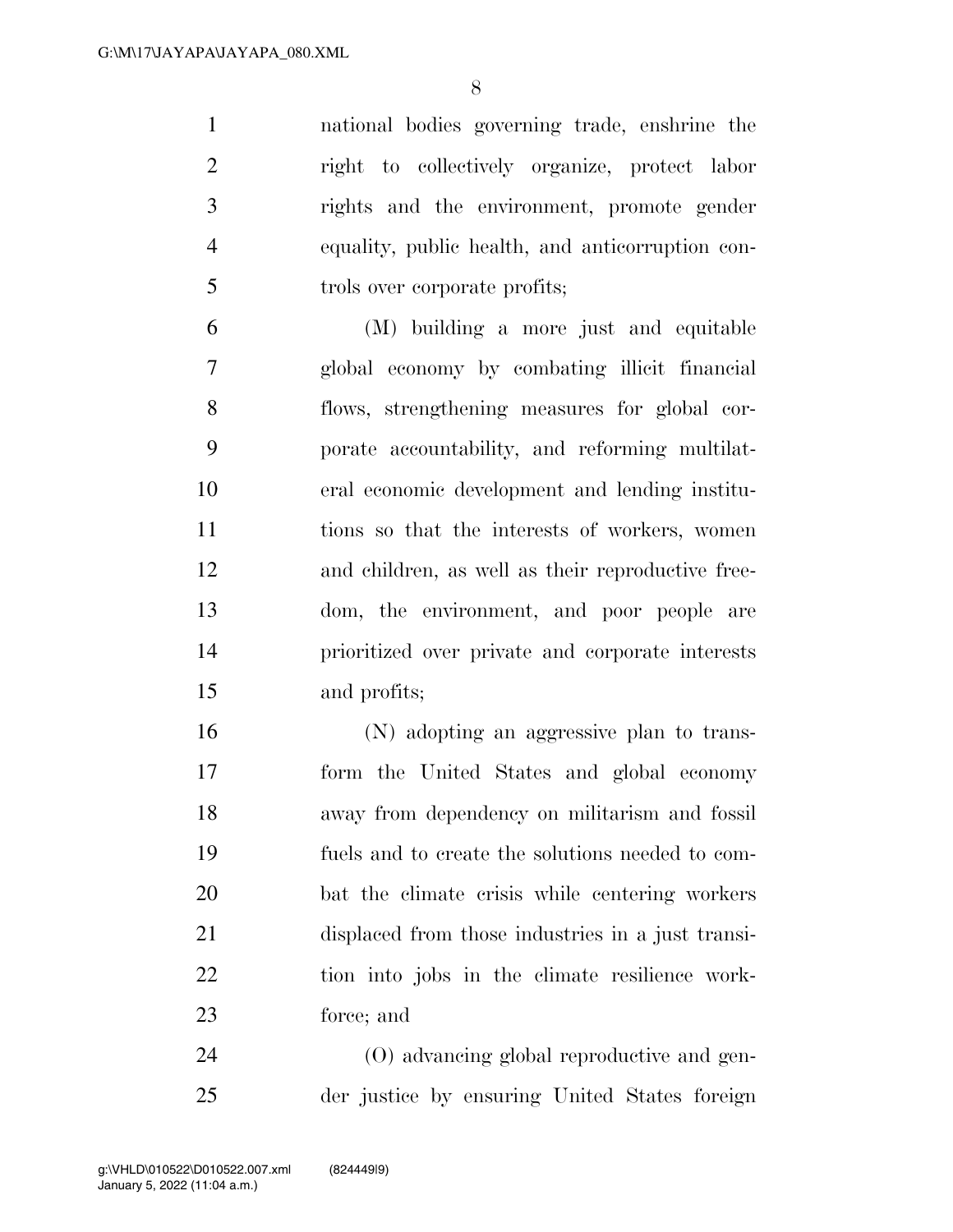national bodies governing trade, enshrine the right to collectively organize, protect labor rights and the environment, promote gender equality, public health, and anticorruption controls over corporate profits;

(M) building a more just and equitable global economy by combating illicit financial flows, strengthening measures for global corporate accountability, and reforming multilateral economic development and lending institutions so that the interests of workers, women and children, as well as their reproductive freedom, the environment, and poor people are prioritized over private and corporate interests and profits;

(N) adopting an aggressive plan to transform the United States and global economy away from dependency on militarism and fossil fuels and to create the solutions needed to combat the climate crisis while centering workers displaced from those industries in a just transition into jobs in the climate resilience workforce; and

(O) advancing global reproductive and gender justice by ensuring United States foreign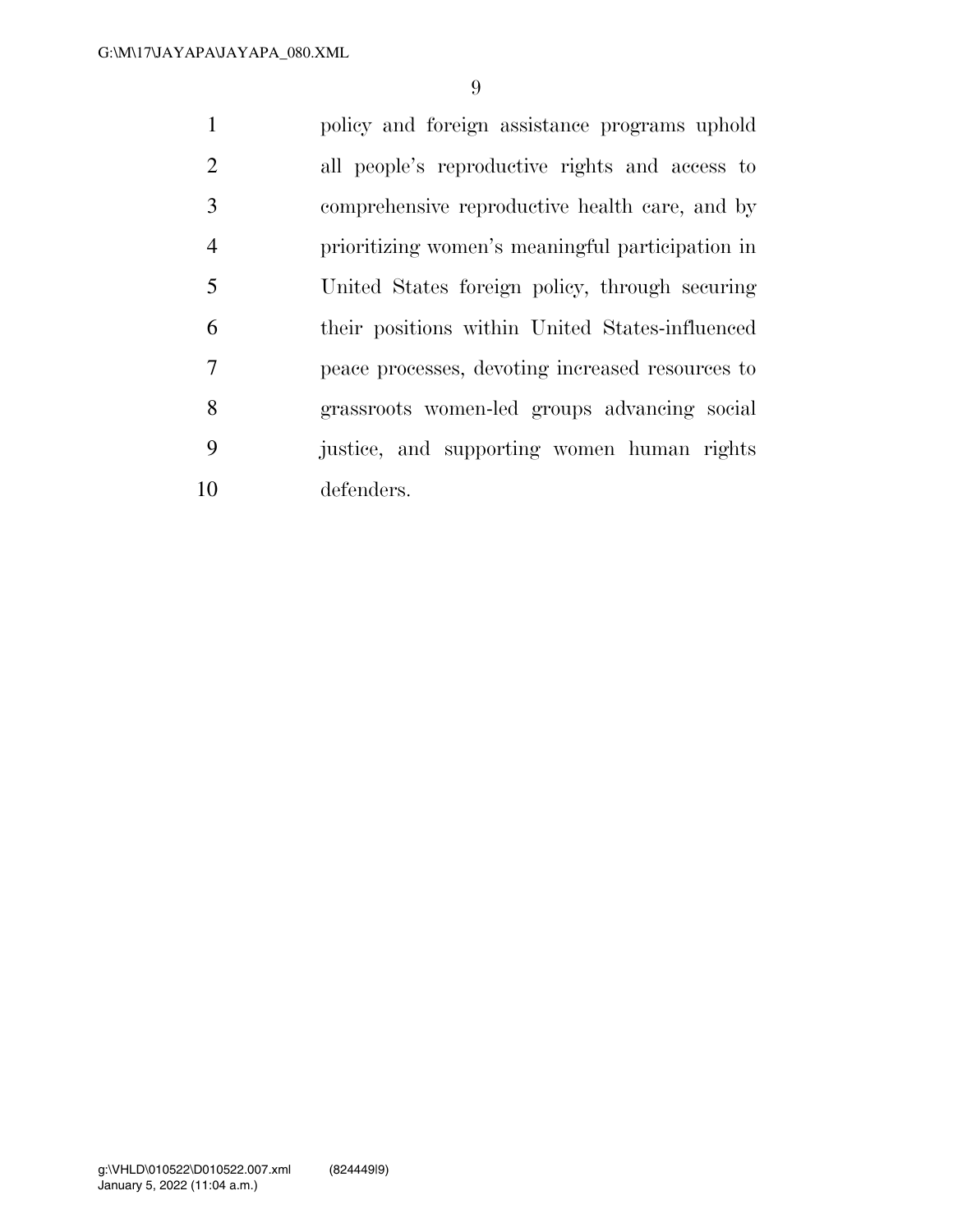policy and foreign assistance programs uphold all people's reproductive rights and access to comprehensive reproductive health care, and by prioritizing women's meaningful participation in United States foreign policy, through securing their positions within United States-influenced peace processes, devoting increased resources to grassroots women-led groups advancing social justice, and supporting women human rights defenders.